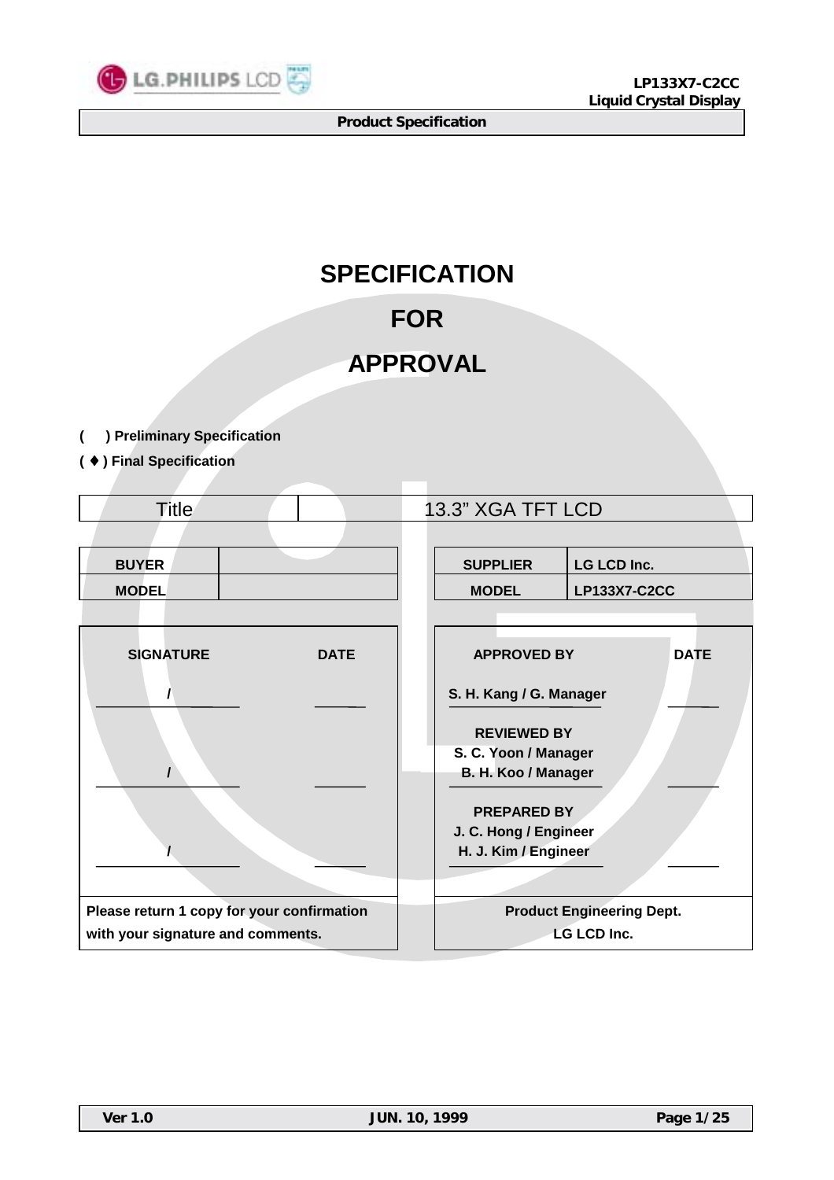# SPECIFICATION

# FOR

# APPROVAL

( ) Preliminary Specification

( ♦ ) Final Specification

| Title | 13.3" XGA TFT LCD |
|---|---|

| BUYER | |
|---|---|
| MODEL | |

| SUPPLIER | LG LCD Inc. |
|---|---|
| MODEL | LP133X7-C2CC |

| SIGNATURE | DATE |
|---|---|
| / | |
| / | |
| / | |
| Please return 1 copy for your confirmation with your signature and comments. | |

| APPROVED BY | DATE |
|---|---|
| S. H. Kang / G. Manager | |
| REVIEWED BY<br>S. C. Yoon / Manager<br>B. H. Koo / Manager | |
| PREPARED BY<br>J. C. Hong / Engineer<br>H. J. Kim / Engineer | |
| Product Engineering Dept.<br>LG LCD Inc. | |

Ver 1.0 JUN. 10, 1999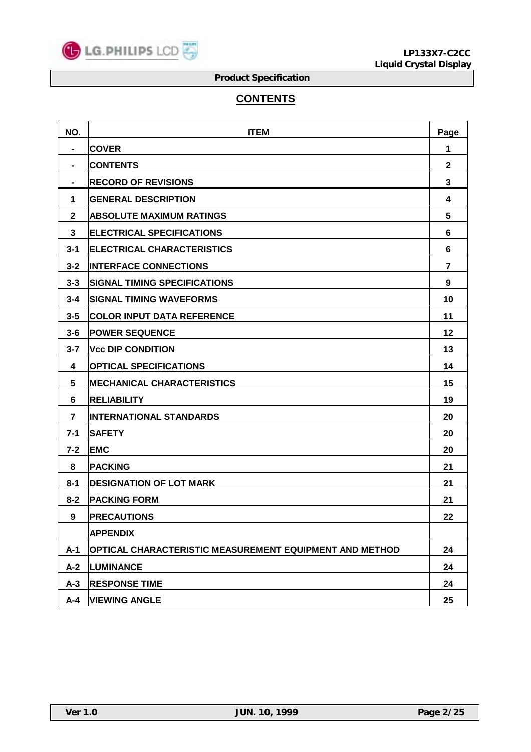## CONTENTS

| NO. | ITEM | Page |
|---|---|---|
| - | COVER | 1 |
| - | CONTENTS | 2 |
| - | RECORD OF REVISIONS | 3 |
| 1 | GENERAL DESCRIPTION | 4 |
| 2 | ABSOLUTE MAXIMUM RATINGS | 5 |
| 3 | ELECTRICAL SPECIFICATIONS | 6 |
| 3-1 | ELECTRICAL CHARACTERISTICS | 6 |
| 3-2 | INTERFACE CONNECTIONS | 7 |
| 3-3 | SIGNAL TIMING SPECIFICATIONS | 9 |
| 3-4 | SIGNAL TIMING WAVEFORMS | 10 |
| 3-5 | COLOR INPUT DATA REFERENCE | 11 |
| 3-6 | POWER SEQUENCE | 12 |
| 3-7 | Vcc DIP CONDITION | 13 |
| 4 | OPTICAL SPECIFICATIONS | 14 |
| 5 | MECHANICAL CHARACTERISTICS | 15 |
| 6 | RELIABILITY | 19 |
| 7 | INTERNATIONAL STANDARDS | 20 |
| 7-1 | SAFETY | 20 |
| 7-2 | EMC | 20 |
| 8 | PACKING | 21 |
| 8-1 | DESIGNATION OF LOT MARK | 21 |
| 8-2 | PACKING FORM | 21 |
| 9 | PRECAUTIONS | 22 |
| | APPENDIX | |
| A-1 | OPTICAL CHARACTERISTIC MEASUREMENT EQUIPMENT AND METHOD | 24 |
| A-2 | LUMINANCE | 24 |
| A-3 | RESPONSE TIME | 24 |
| A-4 | VIEWING ANGLE | 25 |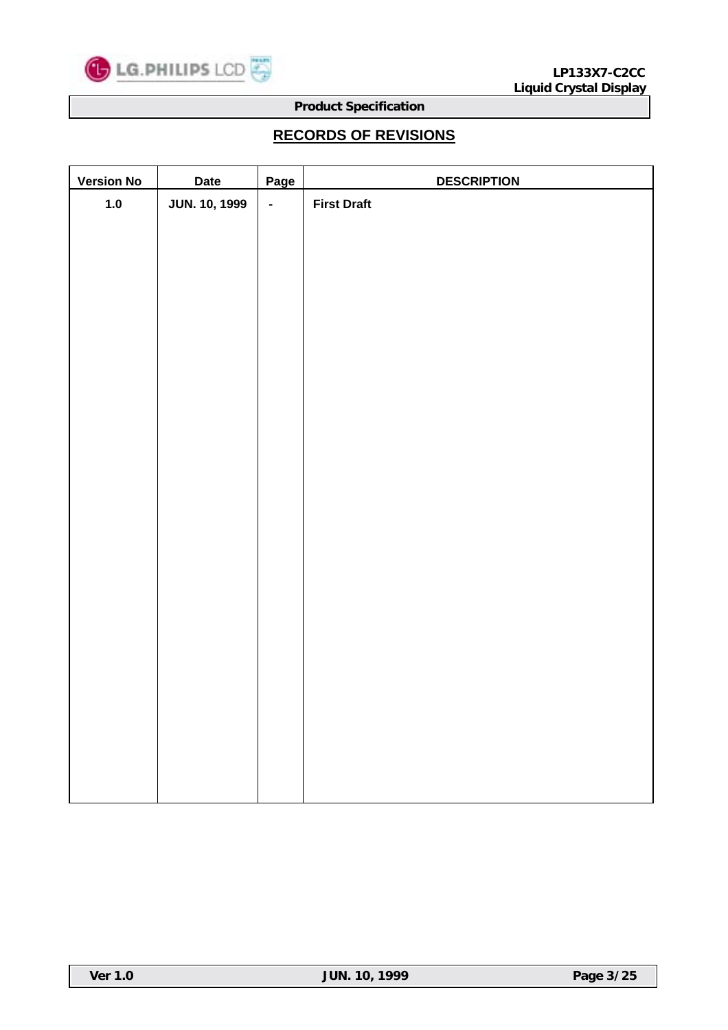## RECORDS OF REVISIONS

| Version No | Date | Page | DESCRIPTION |
|---|---|---|---|
| 1.0 | JUN. 10, 1999 | - | First Draft |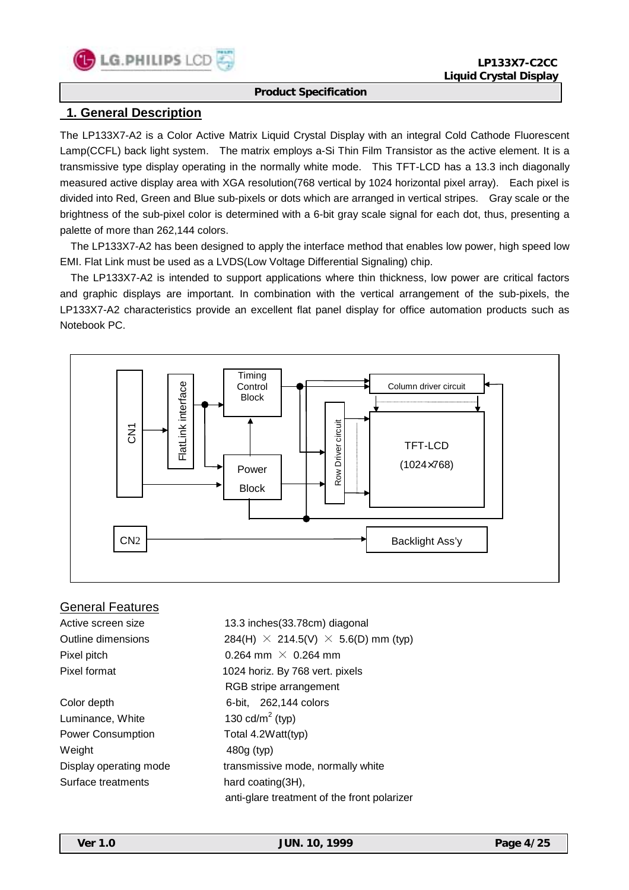## 1. General Description

The LP133X7-A2 is a Color Active Matrix Liquid Crystal Display with an integral Cold Cathode Fluorescent Lamp(CCFL) back light system. The matrix employs a-Si Thin Film Transistor as the active element. It is a transmissive type display operating in the normally white mode. This TFT-LCD has a 13.3 inch diagonally measured active display area with XGA resolution(768 vertical by 1024 horizontal pixel array). Each pixel is divided into Red, Green and Blue sub-pixels or dots which are arranged in vertical stripes. Gray scale or the brightness of the sub-pixel color is determined with a 6-bit gray scale signal for each dot, thus, presenting a palette of more than 262,144 colors.

The LP133X7-A2 has been designed to apply the interface method that enables low power, high speed low EMI. Flat Link must be used as a LVDS(Low Voltage Differential Signaling) chip.

The LP133X7-A2 is intended to support applications where thin thickness, low power are critical factors and graphic displays are important. In combination with the vertical arrangement of the sub-pixels, the LP133X7-A2 characteristics provide an excellent flat panel display for office automation products such as Notebook PC.

CN1 | FlatLink interface | Timing Control Block | Power Block | Row Driver circuit | Column driver circuit | TFT-LCD (1024×768) | CN2 | Backlight Ass'y

### General Features

| | |
|---|---|
| Active screen size | 13.3 inches(33.78cm) diagonal |
| Outline dimensions | 284(H) × 214.5(V) × 5.6(D) mm (typ) |
| Pixel pitch | 0.264 mm × 0.264 mm |
| Pixel format | 1024 horiz. By 768 vert. pixels<br>RGB stripe arrangement |
| Color depth | 6-bit, 262,144 colors |
| Luminance, White | 130 cd/m$^2$ (typ) |
| Power Consumption | Total 4.2Watt(typ) |
| Weight | 480g (typ) |
| Display operating mode | transmissive mode, normally white |
| Surface treatments | hard coating(3H),<br>anti-glare treatment of the front polarizer |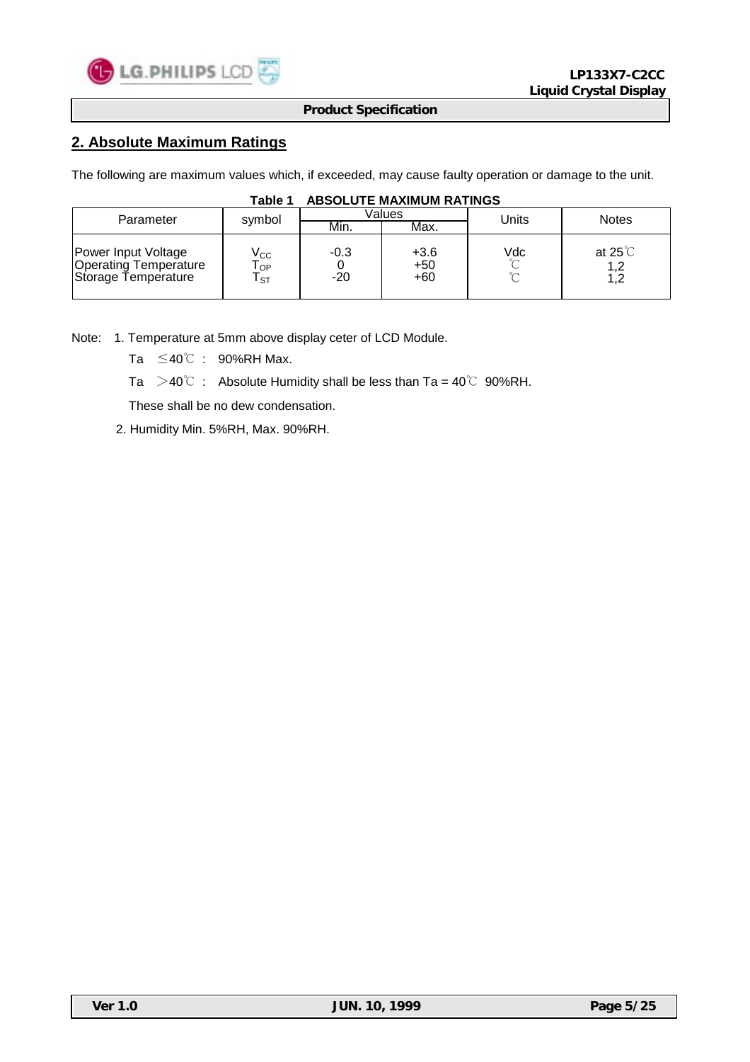## 2. Absolute Maximum Ratings

The following are maximum values which, if exceeded, may cause faulty operation or damage to the unit.

**Table 1 ABSOLUTE MAXIMUM RATINGS**

| Parameter | symbol | Values | | Units | Notes |
|---|---|---|---|---|---|
| | | Min. | Max. | | |
| Power Input Voltage | $V_{CC}$ | -0.3 | +3.6 | Vdc | at 25℃ |
| Operating Temperature | $T_{OP}$ | 0 | +50 | ℃ | 1,2 |
| Storage Temperature | $T_{ST}$ | -20 | +60 | ℃ | 1,2 |

Note: 1. Temperature at 5mm above display ceter of LCD Module.

Ta ≤40℃ : 90%RH Max.

Ta ＞40℃ : Absolute Humidity shall be less than Ta = 40℃ 90%RH.

These shall be no dew condensation.

2. Humidity Min. 5%RH, Max. 90%RH.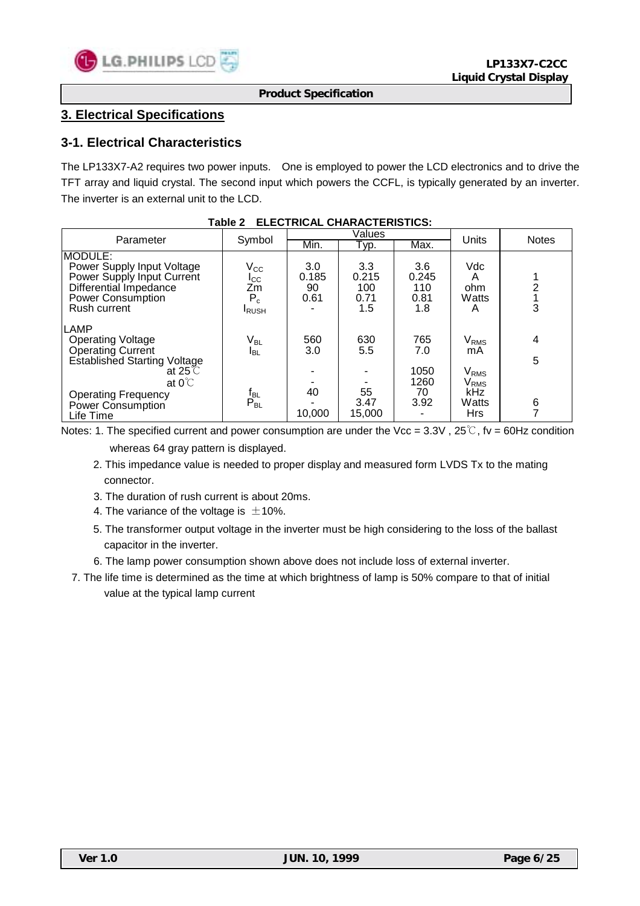## 3. Electrical Specifications

### 3-1. Electrical Characteristics

The LP133X7-A2 requires two power inputs. One is employed to power the LCD electronics and to drive the TFT array and liquid crystal. The second input which powers the CCFL, is typically generated by an inverter. The inverter is an external unit to the LCD.

**Table 2 ELECTRICAL CHARACTERISTICS:**

| Parameter | Symbol | Values | | | Units | Notes |
|---|---|---|---|---|---|---|
| | | Min. | Typ. | Max. | | |
| MODULE: | | | | | | |
| Power Supply Input Voltage | $V_{CC}$ | 3.0 | 3.3 | 3.6 | Vdc | 1 |
| Power Supply Input Current | $I_{CC}$ | 0.185 | 0.215 | 0.245 | A | 2 |
| Differential Impedance | Zm | 90 | 100 | 110 | ohm | 1 |
| Power Consumption | $P_c$ | 0.61 | 0.71 | 0.81 | Watts | 3 |
| Rush current | $I_{RUSH}$ | - | 1.5 | 1.8 | A | |
| LAMP | | | | | | |
| Operating Voltage | $V_{BL}$ | 560 | 630 | 765 | $V_{RMS}$ | 4 |
| Operating Current | $I_{BL}$ | 3.0 | 5.5 | 7.0 | mA | |
| Established Starting Voltage | | | | | | 5 |
| at 25℃ | | - | - | 1050 | $V_{RMS}$ | |
| at 0℃ | | - | - | 1260 | $V_{RMS}$ | |
| Operating Frequency | $f_{BL}$ | 40 | 55 | 70 | kHz | |
| Power Consumption | $P_{BL}$ | - | 3.47 | 3.92 | Watts | 6 |
| Life Time | | 10,000 | 15,000 | - | Hrs | 7 |

Notes: 1. The specified current and power consumption are under the Vcc = 3.3V , 25℃, fv = 60Hz condition whereas 64 gray pattern is displayed.

2. This impedance value is needed to proper display and measured form LVDS Tx to the mating connector.
3. The duration of rush current is about 20ms.
4. The variance of the voltage is ±10%.
5. The transformer output voltage in the inverter must be high considering to the loss of the ballast capacitor in the inverter.
6. The lamp power consumption shown above does not include loss of external inverter.
7. The life time is determined as the time at which brightness of lamp is 50% compare to that of initial value at the typical lamp current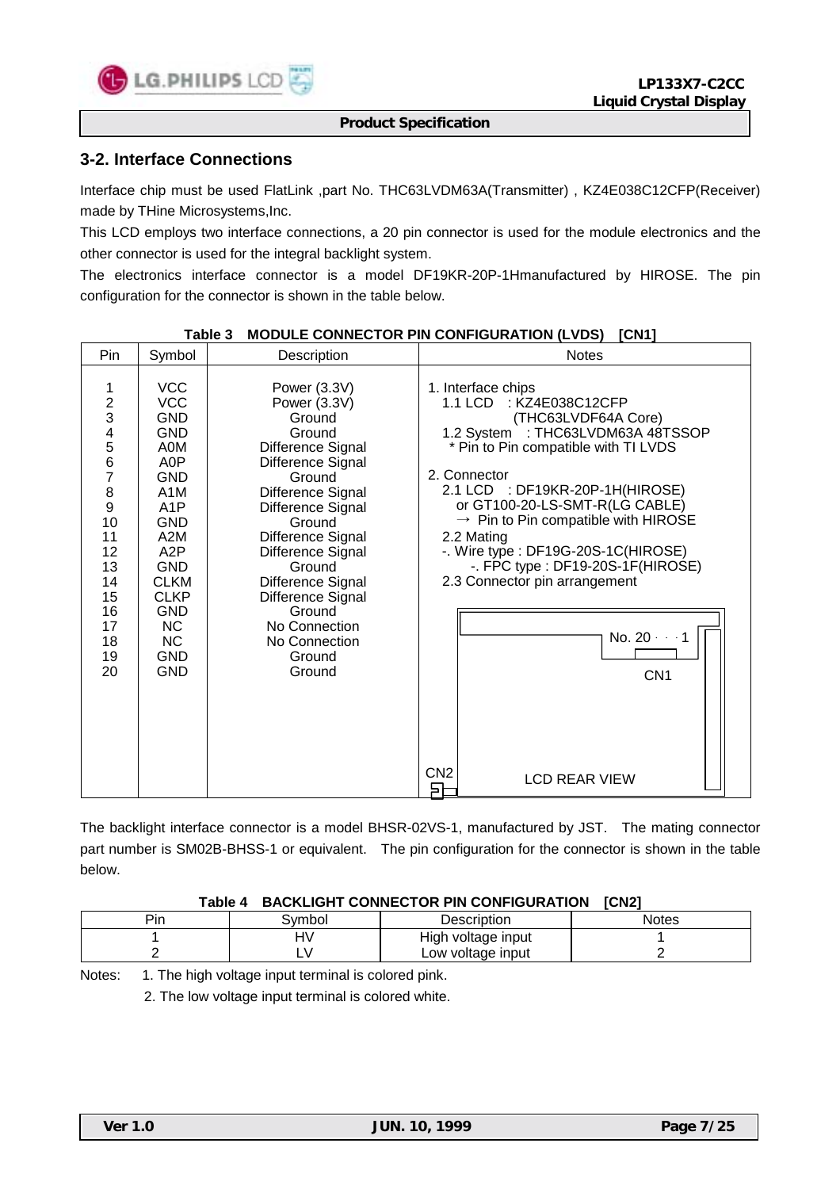## 3-2. Interface Connections

Interface chip must be used FlatLink ,part No. THC63LVDM63A(Transmitter) , KZ4E038C12CFP(Receiver) made by THine Microsystems,Inc.

This LCD employs two interface connections, a 20 pin connector is used for the module electronics and the other connector is used for the integral backlight system.

The electronics interface connector is a model DF19KR-20P-1Hmanufactured by HIROSE. The pin configuration for the connector is shown in the table below.

**Table 3 MODULE CONNECTOR PIN CONFIGURATION (LVDS) [CN1]**

| Pin | Symbol | Description |
|---|---|---|
| 1 | VCC | Power (3.3V) |
| 2 | VCC | Power (3.3V) |
| 3 | GND | Ground |
| 4 | GND | Ground |
| 5 | A0M | Difference Signal |
| 6 | A0P | Difference Signal |
| 7 | GND | Ground |
| 8 | A1M | Difference Signal |
| 9 | A1P | Difference Signal |
| 10 | GND | Ground |
| 11 | A2M | Difference Signal |
| 12 | A2P | Difference Signal |
| 13 | GND | Ground |
| 14 | CLKM | Difference Signal |
| 15 | CLKP | Difference Signal |
| 16 | GND | Ground |
| 17 | NC | No Connection |
| 18 | NC | No Connection |
| 19 | GND | Ground |
| 20 | GND | Ground |

Notes:

1. Interface chips
   - 1.1 LCD : KZ4E038C12CFP (THC63LVDF64A Core)
   - 1.2 System : THC63LVDM63A 48TSSOP
     * Pin to Pin compatible with TI LVDS
2. Connector
   - 2.1 LCD : DF19KR-20P-1H(HIROSE) or GT100-20-LS-SMT-R(LG CABLE)
     → Pin to Pin compatible with HIROSE
   - 2.2 Mating
     -. Wire type : DF19G-20S-1C(HIROSE)
     -. FPC type : DF19-20S-1F(HIROSE)
   - 2.3 Connector pin arrangement

   No. 20 · · · 1
   CN1
   CN2
   LCD REAR VIEW

The backlight interface connector is a model BHSR-02VS-1, manufactured by JST. The mating connector part number is SM02B-BHSS-1 or equivalent. The pin configuration for the connector is shown in the table below.

**Table 4 BACKLIGHT CONNECTOR PIN CONFIGURATION [CN2]**

| Pin | Symbol | Description | Notes |
|---|---|---|---|
| 1 | HV | High voltage input | 1 |
| 2 | LV | Low voltage input | 2 |

Notes: 1. The high voltage input terminal is colored pink.
2. The low voltage input terminal is colored white.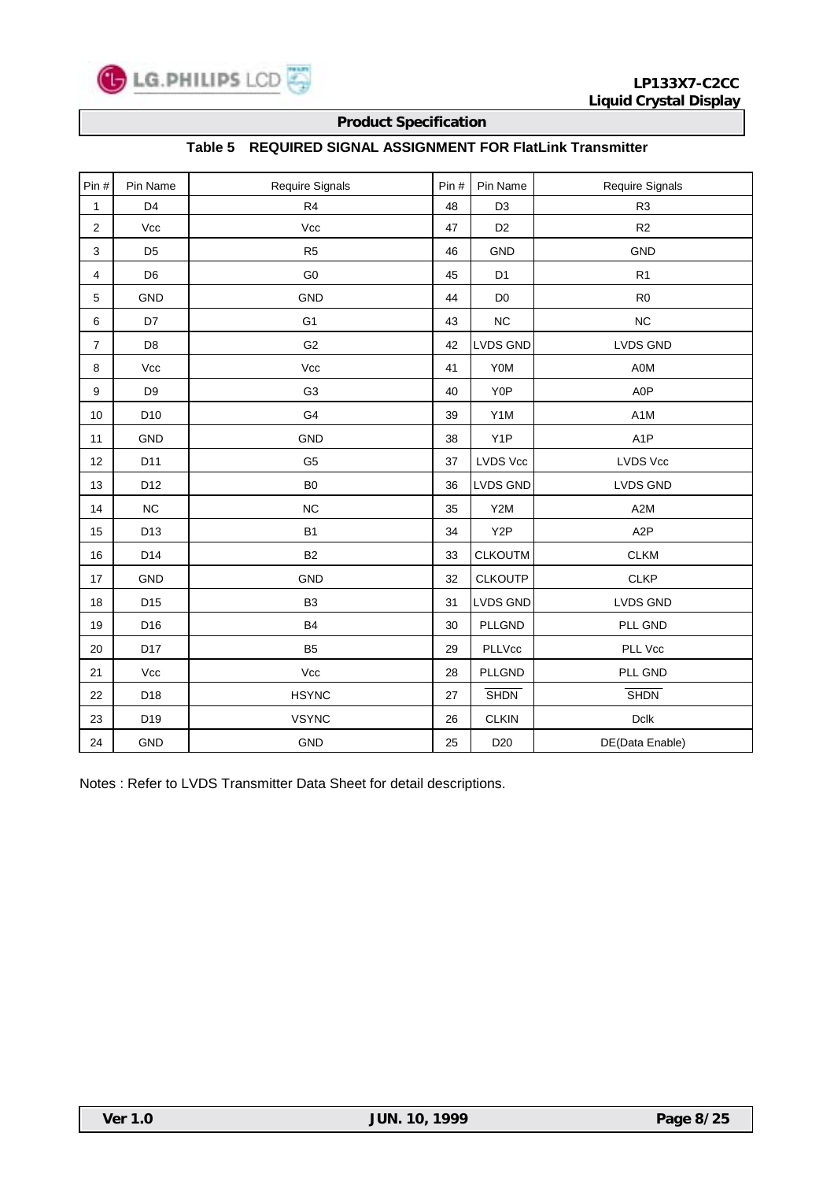**Product Specification**

### Table 5 REQUIRED SIGNAL ASSIGNMENT FOR FlatLink Transmitter

| Pin # | Pin Name | Require Signals | Pin # | Pin Name | Require Signals |
|---|---|---|---|---|---|
| 1 | D4 | R4 | 48 | D3 | R3 |
| 2 | Vcc | Vcc | 47 | D2 | R2 |
| 3 | D5 | R5 | 46 | GND | GND |
| 4 | D6 | G0 | 45 | D1 | R1 |
| 5 | GND | GND | 44 | D0 | R0 |
| 6 | D7 | G1 | 43 | NC | NC |
| 7 | D8 | G2 | 42 | LVDS GND | LVDS GND |
| 8 | Vcc | Vcc | 41 | Y0M | A0M |
| 9 | D9 | G3 | 40 | Y0P | A0P |
| 10 | D10 | G4 | 39 | Y1M | A1M |
| 11 | GND | GND | 38 | Y1P | A1P |
| 12 | D11 | G5 | 37 | LVDS Vcc | LVDS Vcc |
| 13 | D12 | B0 | 36 | LVDS GND | LVDS GND |
| 14 | NC | NC | 35 | Y2M | A2M |
| 15 | D13 | B1 | 34 | Y2P | A2P |
| 16 | D14 | B2 | 33 | CLKOUTM | CLKM |
| 17 | GND | GND | 32 | CLKOUTP | CLKP |
| 18 | D15 | B3 | 31 | LVDS GND | LVDS GND |
| 19 | D16 | B4 | 30 | PLLGND | PLL GND |
| 20 | D17 | B5 | 29 | PLLVcc | PLL Vcc |
| 21 | Vcc | Vcc | 28 | PLLGND | PLL GND |
| 22 | D18 | HSYNC | 27 | $\overline{\text{SHDN}}$ | $\overline{\text{SHDN}}$ |
| 23 | D19 | VSYNC | 26 | CLKIN | Dclk |
| 24 | GND | GND | 25 | D20 | DE(Data Enable) |

Notes : Refer to LVDS Transmitter Data Sheet for detail descriptions.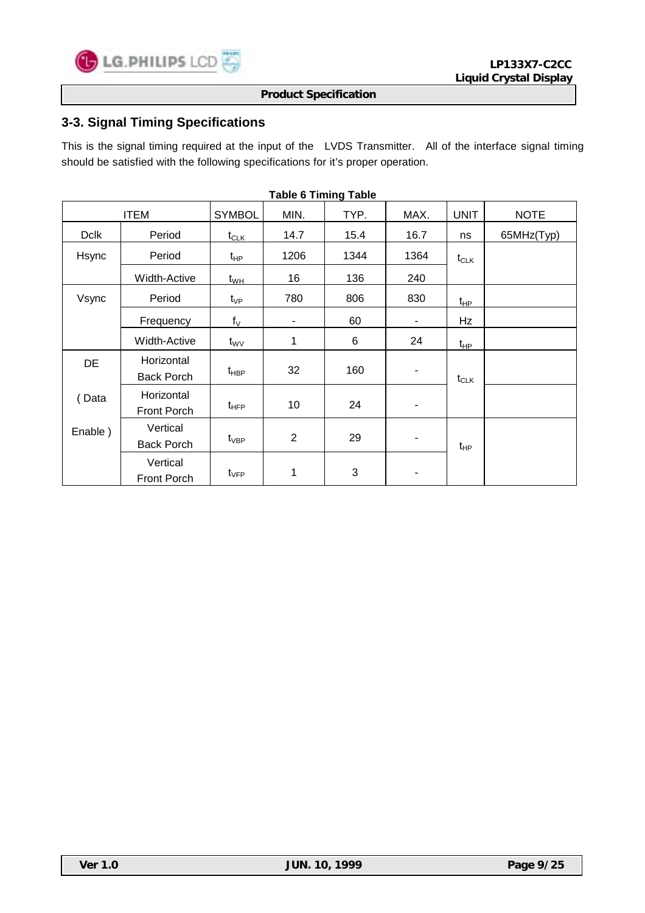## 3-3. Signal Timing Specifications

This is the signal timing required at the input of the LVDS Transmitter. All of the interface signal timing should be satisfied with the following specifications for it's proper operation.

**Table 6 Timing Table**

| ITEM | | SYMBOL | MIN. | TYP. | MAX. | UNIT | NOTE |
|---|---|---|---|---|---|---|---|
| Dclk | Period | $t_{CLK}$ | 14.7 | 15.4 | 16.7 | ns | 65MHz(Typ) |
| Hsync | Period | $t_{HP}$ | 1206 | 1344 | 1364 | $t_{CLK}$ | |
| | Width-Active | $t_{WH}$ | 16 | 136 | 240 | | |
| Vsync | Period | $t_{VP}$ | 780 | 806 | 830 | $t_{HP}$ | |
| | Frequency | $f_V$ | - | 60 | - | Hz | |
| | Width-Active | $t_{WV}$ | 1 | 6 | 24 | $t_{HP}$ | |
| DE ( Data Enable ) | Horizontal Back Porch | $t_{HBP}$ | 32 | 160 | - | $t_{CLK}$ | |
| | Horizontal Front Porch | $t_{HFP}$ | 10 | 24 | - | | |
| | Vertical Back Porch | $t_{VBP}$ | 2 | 29 | - | $t_{HP}$ | |
| | Vertical Front Porch | $t_{VFP}$ | 1 | 3 | - | | |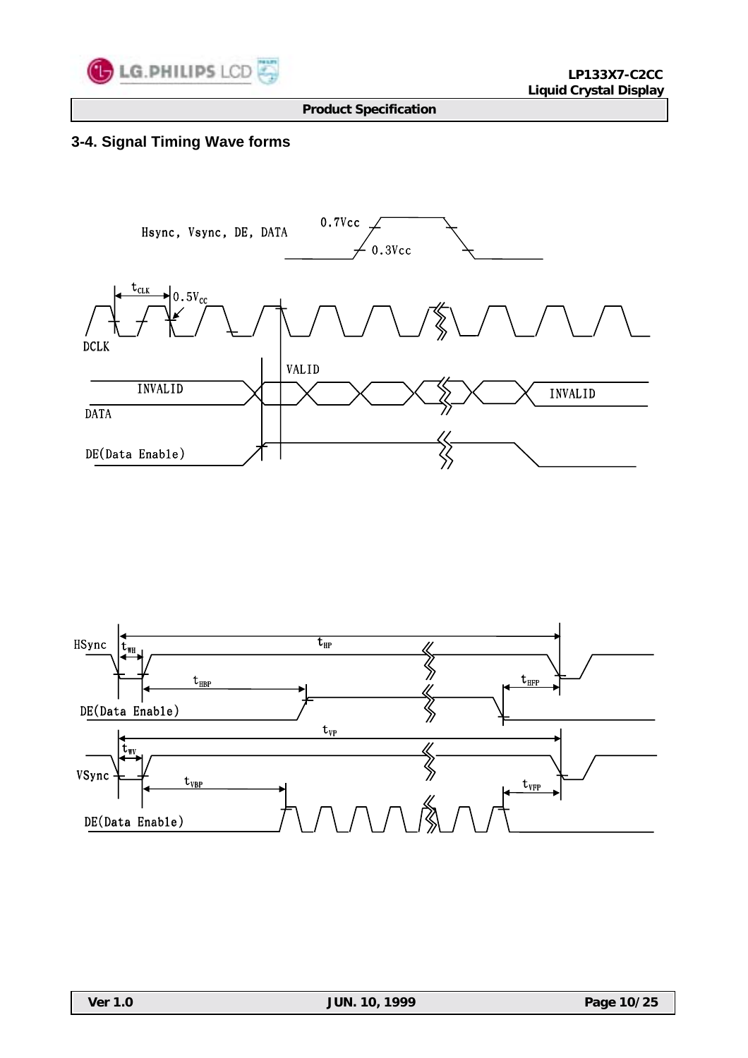## 3-4. Signal Timing Wave forms

Hsync, Vsync, DE, DATA

0.7Vcc

0.3Vcc

$t_{CLK}$

$0.5V_{CC}$

DCLK

VALID

INVALID

INVALID

DATA

DE(Data Enable)

HSync

$t_{WH}$

$t_{HP}$

$t_{HBP}$

$t_{HFP}$

DE(Data Enable)

$t_{VP}$

$t_{WV}$

VSync

$t_{VBP}$

$t_{VFP}$

DE(Data Enable)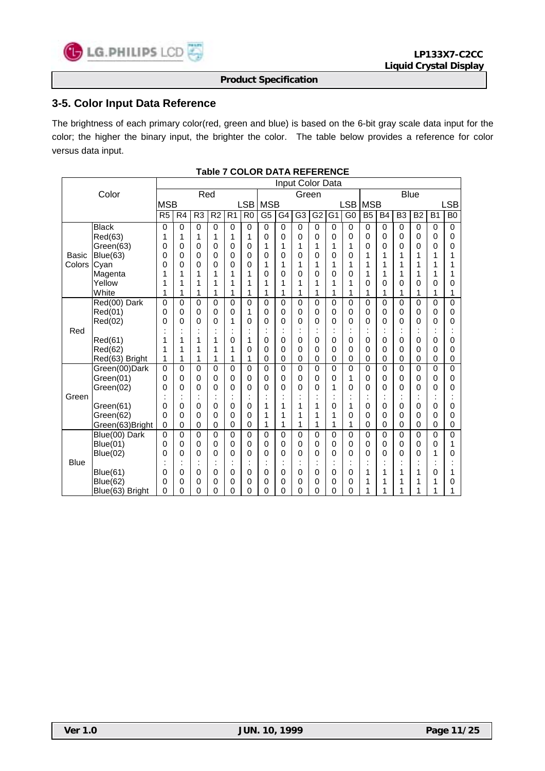## 3-5. Color Input Data Reference

The brightness of each primary color(red, green and blue) is based on the 6-bit gray scale data input for the color; the higher the binary input, the brighter the color. The table below provides a reference for color versus data input.

**Table 7 COLOR DATA REFERENCE**

| Color | | Input Color Data | | | | | | | | | | | | | | | | | |
|---|---|---|---|---|---|---|---|---|---|---|---|---|---|---|---|---|---|---|---|
| | | Red | | | | | | Green | | | | | | Blue | | | | | |
| | | MSB | | | | | LSB | MSB | | | | | LSB | MSB | | | | | LSB |
| | | R5 | R4 | R3 | R2 | R1 | R0 | G5 | G4 | G3 | G2 | G1 | G0 | B5 | B4 | B3 | B2 | B1 | B0 |
| Basic Colors | Black | 0 | 0 | 0 | 0 | 0 | 0 | 0 | 0 | 0 | 0 | 0 | 0 | 0 | 0 | 0 | 0 | 0 | 0 |
| | Red(63) | 1 | 1 | 1 | 1 | 1 | 1 | 0 | 0 | 0 | 0 | 0 | 0 | 0 | 0 | 0 | 0 | 0 | 0 |
| | Green(63) | 0 | 0 | 0 | 0 | 0 | 0 | 1 | 1 | 1 | 1 | 1 | 1 | 0 | 0 | 0 | 0 | 0 | 0 |
| | Blue(63) | 0 | 0 | 0 | 0 | 0 | 0 | 0 | 0 | 0 | 0 | 0 | 0 | 1 | 1 | 1 | 1 | 1 | 1 |
| | Cyan | 0 | 0 | 0 | 0 | 0 | 0 | 1 | 1 | 1 | 1 | 1 | 1 | 1 | 1 | 1 | 1 | 1 | 1 |
| | Magenta | 1 | 1 | 1 | 1 | 1 | 1 | 0 | 0 | 0 | 0 | 0 | 0 | 1 | 1 | 1 | 1 | 1 | 1 |
| | Yellow | 1 | 1 | 1 | 1 | 1 | 1 | 1 | 1 | 1 | 1 | 1 | 1 | 0 | 0 | 0 | 0 | 0 | 0 |
| | White | 1 | 1 | 1 | 1 | 1 | 1 | 1 | 1 | 1 | 1 | 1 | 1 | 1 | 1 | 1 | 1 | 1 | 1 |
| Red | Red(00) Dark | 0 | 0 | 0 | 0 | 0 | 0 | 0 | 0 | 0 | 0 | 0 | 0 | 0 | 0 | 0 | 0 | 0 | 0 |
| | Red(01) | 0 | 0 | 0 | 0 | 0 | 1 | 0 | 0 | 0 | 0 | 0 | 0 | 0 | 0 | 0 | 0 | 0 | 0 |
| | Red(02) | 0 | 0 | 0 | 0 | 1 | 0 | 0 | 0 | 0 | 0 | 0 | 0 | 0 | 0 | 0 | 0 | 0 | 0 |
| | | : | : | : | : | : | : | : | : | : | : | : | : | : | : | : | : | : | : |
| | Red(61) | 1 | 1 | 1 | 1 | 0 | 1 | 0 | 0 | 0 | 0 | 0 | 0 | 0 | 0 | 0 | 0 | 0 | 0 |
| | Red(62) | 1 | 1 | 1 | 1 | 1 | 0 | 0 | 0 | 0 | 0 | 0 | 0 | 0 | 0 | 0 | 0 | 0 | 0 |
| | Red(63) Bright | 1 | 1 | 1 | 1 | 1 | 1 | 0 | 0 | 0 | 0 | 0 | 0 | 0 | 0 | 0 | 0 | 0 | 0 |
| Green | Green(00)Dark | 0 | 0 | 0 | 0 | 0 | 0 | 0 | 0 | 0 | 0 | 0 | 0 | 0 | 0 | 0 | 0 | 0 | 0 |
| | Green(01) | 0 | 0 | 0 | 0 | 0 | 0 | 0 | 0 | 0 | 0 | 0 | 1 | 0 | 0 | 0 | 0 | 0 | 0 |
| | Green(02) | 0 | 0 | 0 | 0 | 0 | 0 | 0 | 0 | 0 | 0 | 1 | 0 | 0 | 0 | 0 | 0 | 0 | 0 |
| | | : | : | : | : | : | : | : | : | : | : | : | : | : | : | : | : | : | : |
| | Green(61) | 0 | 0 | 0 | 0 | 0 | 0 | 1 | 1 | 1 | 1 | 0 | 1 | 0 | 0 | 0 | 0 | 0 | 0 |
| | Green(62) | 0 | 0 | 0 | 0 | 0 | 0 | 1 | 1 | 1 | 1 | 1 | 0 | 0 | 0 | 0 | 0 | 0 | 0 |
| | Green(63)Bright | 0 | 0 | 0 | 0 | 0 | 0 | 1 | 1 | 1 | 1 | 1 | 1 | 0 | 0 | 0 | 0 | 0 | 0 |
| Blue | Blue(00) Dark | 0 | 0 | 0 | 0 | 0 | 0 | 0 | 0 | 0 | 0 | 0 | 0 | 0 | 0 | 0 | 0 | 0 | 0 |
| | Blue(01) | 0 | 0 | 0 | 0 | 0 | 0 | 0 | 0 | 0 | 0 | 0 | 0 | 0 | 0 | 0 | 0 | 0 | 1 |
| | Blue(02) | 0 | 0 | 0 | 0 | 0 | 0 | 0 | 0 | 0 | 0 | 0 | 0 | 0 | 0 | 0 | 0 | 1 | 0 |
| | | : | : | : | : | : | : | : | : | : | : | : | : | : | : | : | : | : | : |
| | Blue(61) | 0 | 0 | 0 | 0 | 0 | 0 | 0 | 0 | 0 | 0 | 0 | 0 | 1 | 1 | 1 | 1 | 0 | 1 |
| | Blue(62) | 0 | 0 | 0 | 0 | 0 | 0 | 0 | 0 | 0 | 0 | 0 | 0 | 1 | 1 | 1 | 1 | 1 | 0 |
| | Blue(63) Bright | 0 | 0 | 0 | 0 | 0 | 0 | 0 | 0 | 0 | 0 | 0 | 0 | 1 | 1 | 1 | 1 | 1 | 1 |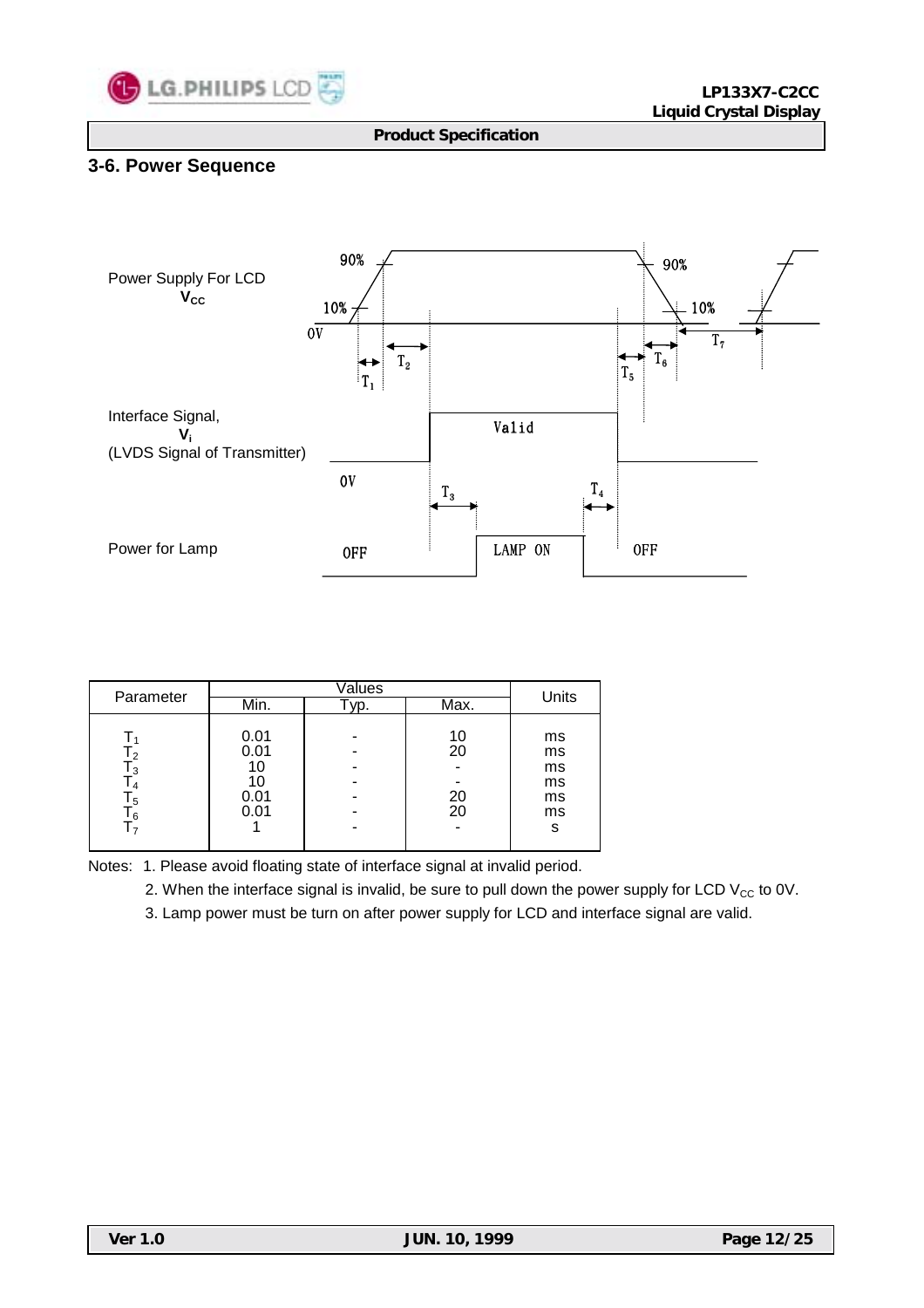## 3-6. Power Sequence

Power Supply For LCD $V_{CC}$

90% 90% 10% 10% 0V $T_1$ $T_2$ $T_5$ $T_6$ $T_7$

Interface Signal, $V_i$ (LVDS Signal of Transmitter)

0V Valid $T_3$ $T_4$

Power for Lamp

OFF LAMP ON OFF

| Parameter | Values | | | Units |
|---|---|---|---|---|
| | Min. | Typ. | Max. | |
| $T_1$ | 0.01 | - | 10 | ms |
| $T_2$ | 0.01 | - | 20 | ms |
| $T_3$ | 10 | - | - | ms |
| $T_4$ | 10 | - | - | ms |
| $T_5$ | 0.01 | - | 20 | ms |
| $T_6$ | 0.01 | - | 20 | ms |
| $T_7$ | 1 | - | - | s |

Notes: 1. Please avoid floating state of interface signal at invalid period.

2. When the interface signal is invalid, be sure to pull down the power supply for LCD $V_{CC}$ to 0V.

3. Lamp power must be turn on after power supply for LCD and interface signal are valid.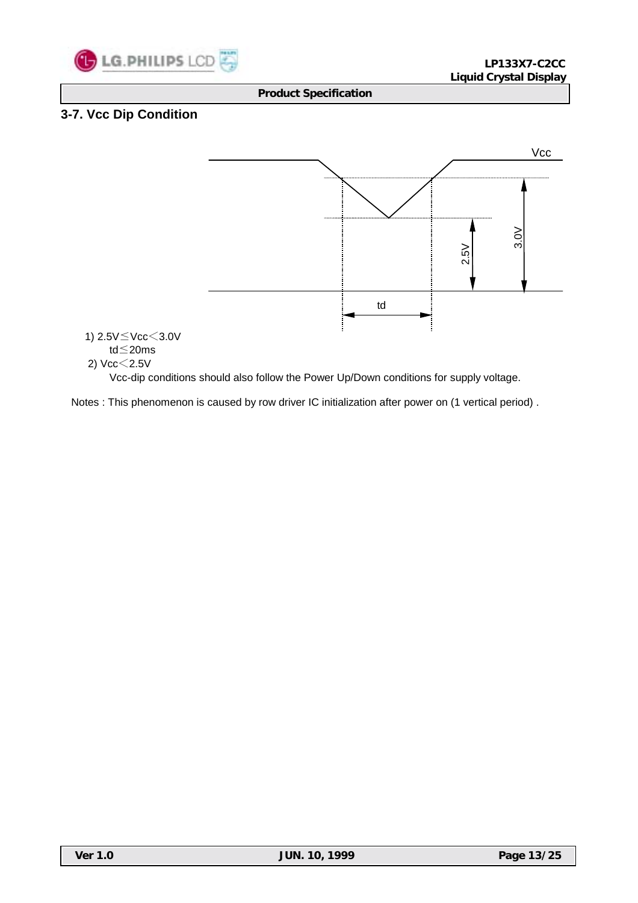## 3-7. Vcc Dip Condition

1) $2.5V \leq Vcc < 3.0V$

   $td \leq 20ms$

2) $Vcc < 2.5V$

   Vcc-dip conditions should also follow the Power Up/Down conditions for supply voltage.

Notes : This phenomenon is caused by row driver IC initialization after power on (1 vertical period) .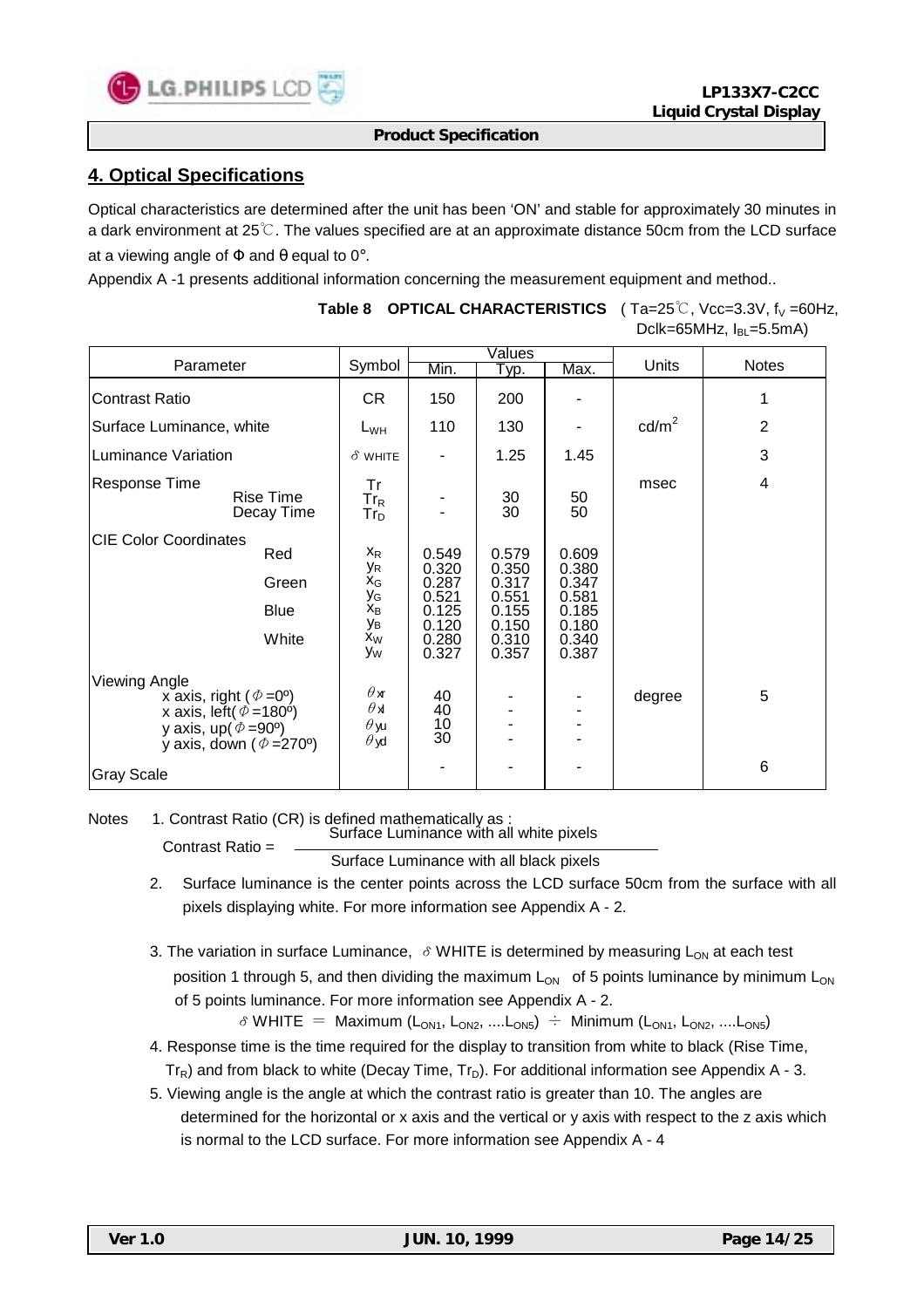## 4. Optical Specifications

Optical characteristics are determined after the unit has been 'ON' and stable for approximately 30 minutes in a dark environment at 25℃. The values specified are at an approximate distance 50cm from the LCD surface at a viewing angle of Φ and θ equal to 0°.

Appendix A -1 presents additional information concerning the measurement equipment and method..

**Table 8 OPTICAL CHARACTERISTICS** ( Ta=25℃, Vcc=3.3V, $f_V$ =60Hz, Dclk=65MHz, $I_{BL}$=5.5mA)

| Parameter | Symbol | Values | | | Units | Notes |
|---|---|---|---|---|---|---|
| | | Min. | Typ. | Max. | | |
| Contrast Ratio | CR | 150 | 200 | - | | 1 |
| Surface Luminance, white | $L_{WH}$ | 110 | 130 | - | cd/m$^2$ | 2 |
| Luminance Variation | $\delta$ WHITE | - | 1.25 | 1.45 | | 3 |
| Response Time | Tr | | | | msec | 4 |
| Rise Time | $Tr_R$ | - | 30 | 50 | | |
| Decay Time | $Tr_D$ | - | 30 | 50 | | |
| CIE Color Coordinates | | | | | | |
| Red | $x_R$ | 0.549 | 0.579 | 0.609 | | |
| | $y_R$ | 0.320 | 0.350 | 0.380 | | |
| Green | $x_G$ | 0.287 | 0.317 | 0.347 | | |
| | $y_G$ | 0.521 | 0.551 | 0.581 | | |
| Blue | $x_B$ | 0.125 | 0.155 | 0.185 | | |
| | $y_B$ | 0.120 | 0.150 | 0.180 | | |
| White | $x_W$ | 0.280 | 0.310 | 0.340 | | |
| | $y_W$ | 0.327 | 0.357 | 0.387 | | |
| Viewing Angle | | | | | degree | 5 |
| x axis, right ($\Phi$=0º) | $\theta xr$ | 40 | - | - | | |
| x axis, left($\Phi$=180º) | $\theta xl$ | 40 | - | - | | |
| y axis, up($\Phi$=90º) | $\theta yu$ | 10 | - | - | | |
| y axis, down ($\Phi$=270º) | $\theta yd$ | 30 | - | - | | |
| Gray Scale | | - | - | - | | 6 |

Notes 1. Contrast Ratio (CR) is defined mathematically as :

$$\text{Contrast Ratio} = \frac{\text{Surface Luminance with all white pixels}}{\text{Surface Luminance with all black pixels}}$$

2. Surface luminance is the center points across the LCD surface 50cm from the surface with all pixels displaying white. For more information see Appendix A - 2.

3. The variation in surface Luminance, $\delta$ WHITE is determined by measuring $L_{ON}$ at each test position 1 through 5, and then dividing the maximum $L_{ON}$ of 5 points luminance by minimum $L_{ON}$ of 5 points luminance. For more information see Appendix A - 2.

$$\delta \text{ WHITE} = \text{Maximum } (L_{ON1}, L_{ON2}, ....L_{ON5}) \div \text{Minimum } (L_{ON1}, L_{ON2}, ....L_{ON5})$$

4. Response time is the time required for the display to transition from white to black (Rise Time, $Tr_R$) and from black to white (Decay Time, $Tr_D$). For additional information see Appendix A - 3.

5. Viewing angle is the angle at which the contrast ratio is greater than 10. The angles are determined for the horizontal or x axis and the vertical or y axis with respect to the z axis which is normal to the LCD surface. For more information see Appendix A - 4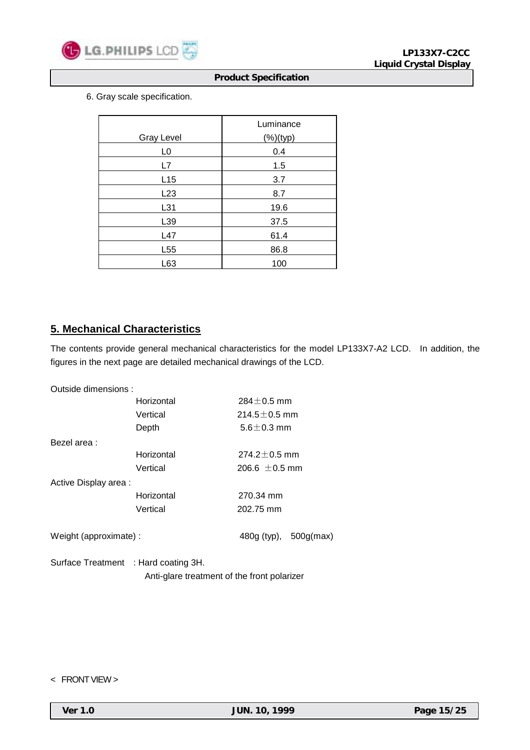6. Gray scale specification.

| Gray Level | Luminance (%)(typ) |
|---|---|
| L0 | 0.4 |
| L7 | 1.5 |
| L15 | 3.7 |
| L23 | 8.7 |
| L31 | 19.6 |
| L39 | 37.5 |
| L47 | 61.4 |
| L55 | 86.8 |
| L63 | 100 |

## 5. Mechanical Characteristics

The contents provide general mechanical characteristics for the model LP133X7-A2 LCD. In addition, the figures in the next page are detailed mechanical drawings of the LCD.

Outside dimensions :

| | |
|---|---|
| Horizontal | 284±0.5 mm |
| Vertical | 214.5±0.5 mm |
| Depth | 5.6±0.3 mm |

Bezel area :

| | |
|---|---|
| Horizontal | 274.2±0.5 mm |
| Vertical | 206.6 ±0.5 mm |

Active Display area :

| | |
|---|---|
| Horizontal | 270.34 mm |
| Vertical | 202.75 mm |

Weight (approximate) : 480g (typ), 500g(max)

Surface Treatment : Hard coating 3H.
Anti-glare treatment of the front polarizer

< FRONT VIEW >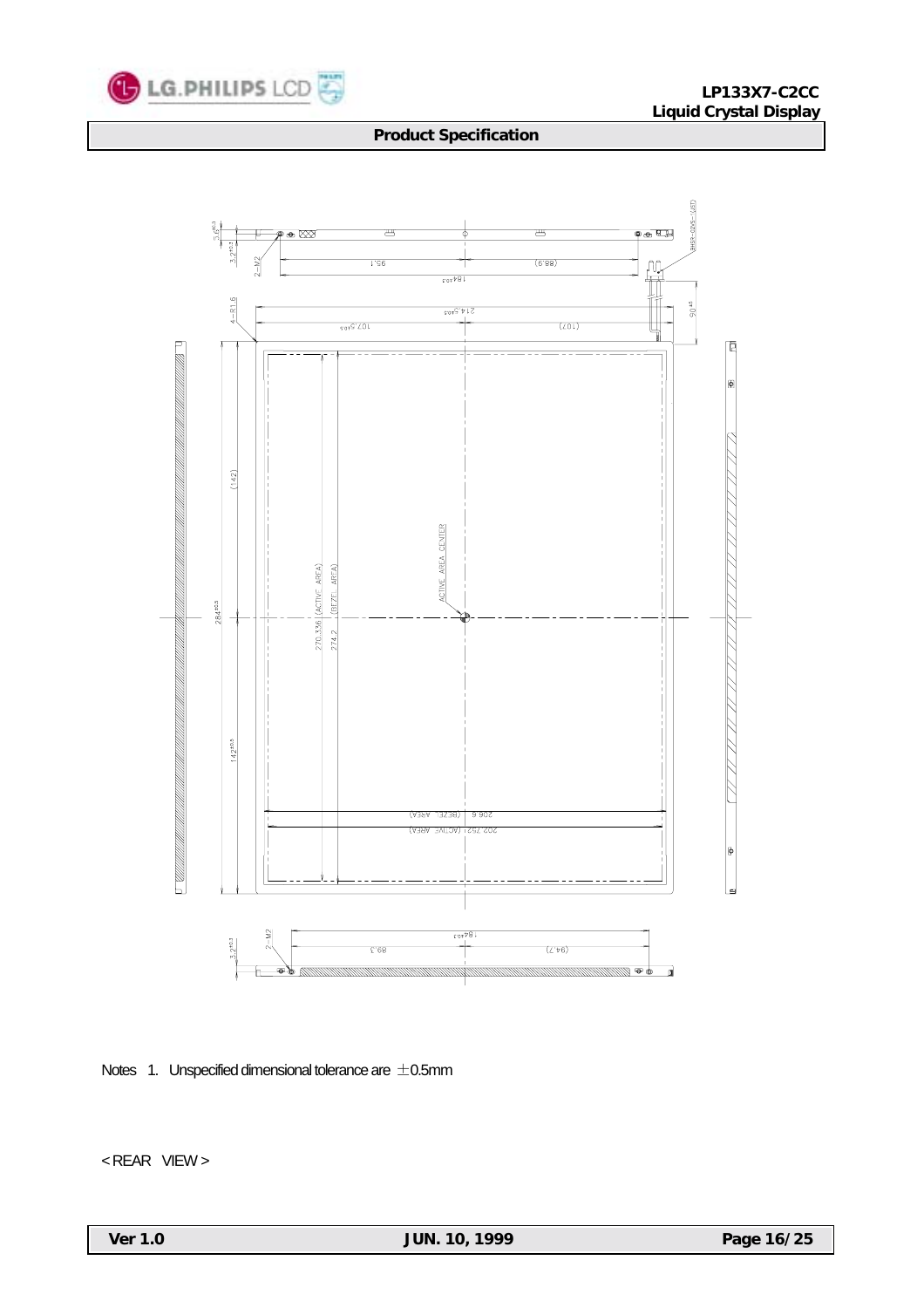## Product Specification

Notes 1. Unspecified dimensional tolerance are ±0.5mm

< REAR VIEW >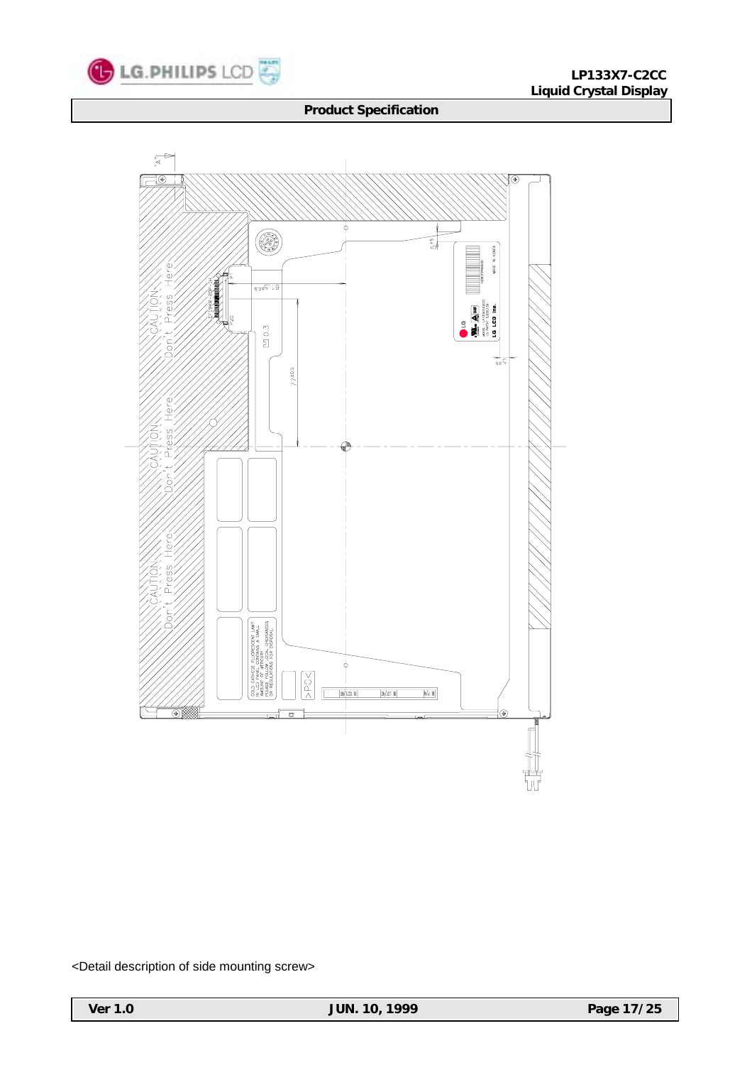<Detail description of side mounting screw>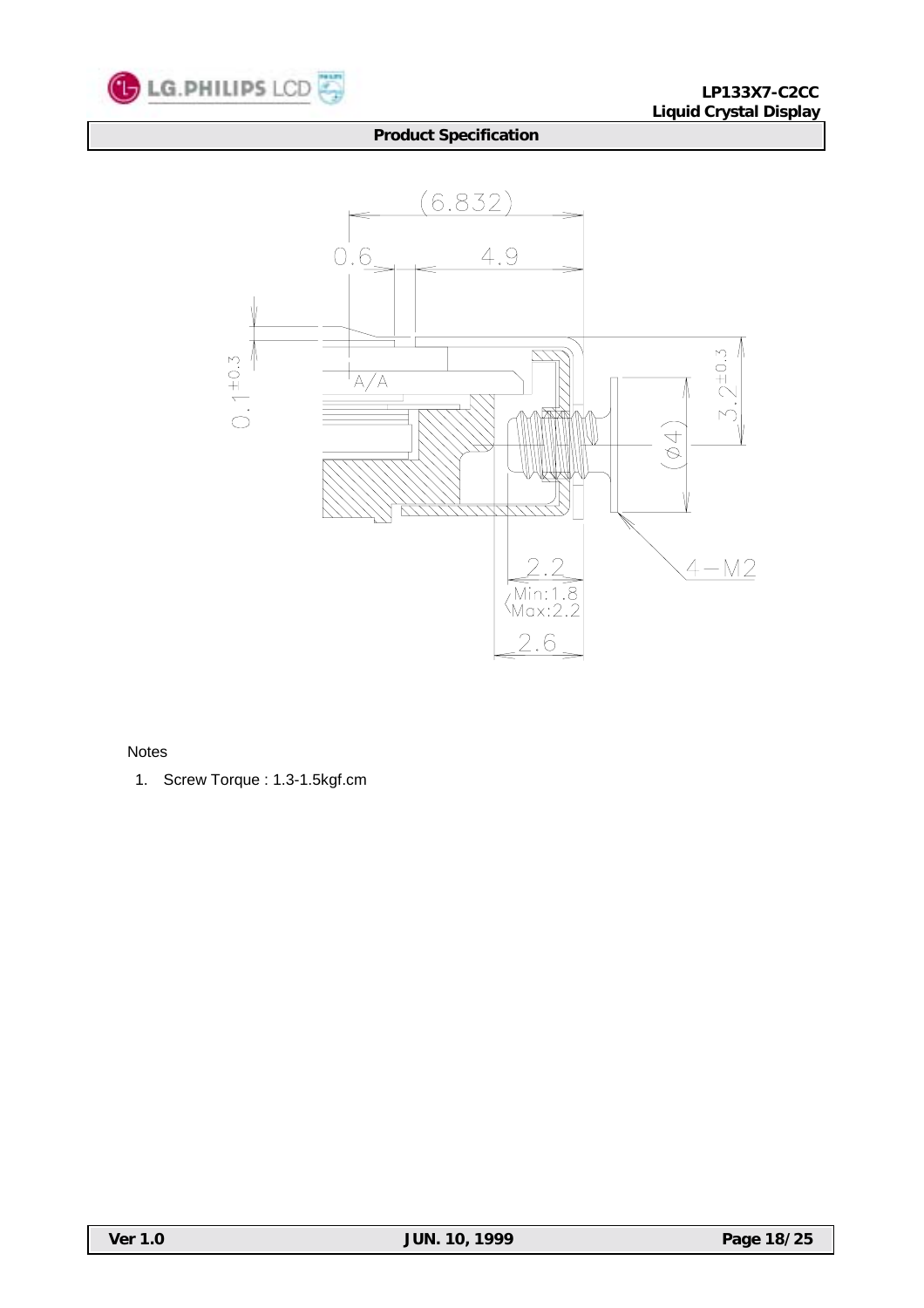Notes

1. Screw Torque : 1.3-1.5kgf.cm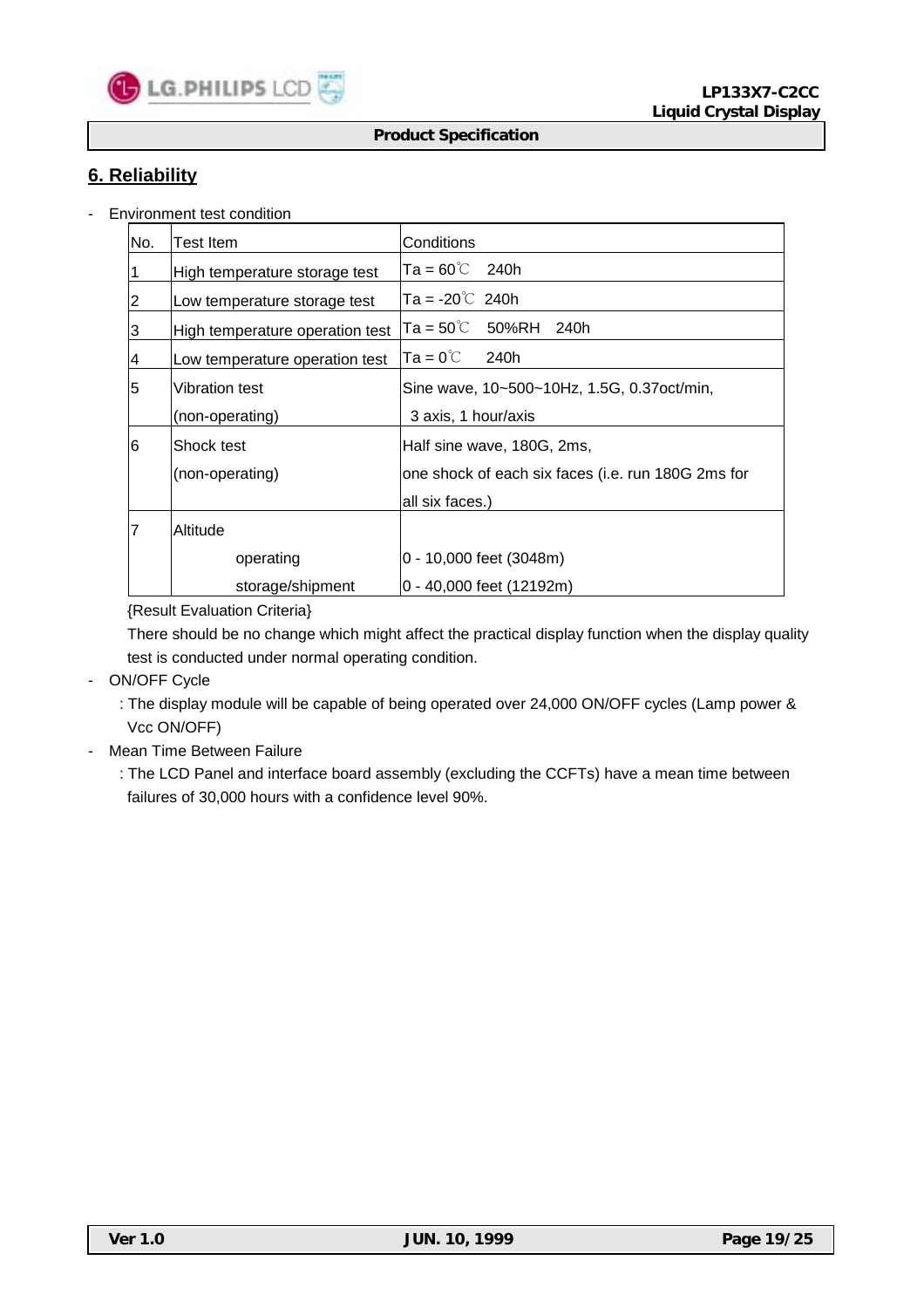## 6. Reliability

- Environment test condition

| No. | Test Item | Conditions |
|---|---|---|
| 1 | High temperature storage test | Ta = 60℃ 240h |
| 2 | Low temperature storage test | Ta = -20℃ 240h |
| 3 | High temperature operation test | Ta = 50℃ 50%RH 240h |
| 4 | Low temperature operation test | Ta = 0℃ 240h |
| 5 | Vibration test (non-operating) | Sine wave, 10~500~10Hz, 1.5G, 0.37oct/min, 3 axis, 1 hour/axis |
| 6 | Shock test (non-operating) | Half sine wave, 180G, 2ms, one shock of each six faces (i.e. run 180G 2ms for all six faces.) |
| 7 | Altitude | |
| | operating | 0 - 10,000 feet (3048m) |
| | storage/shipment | 0 - 40,000 feet (12192m) |

{Result Evaluation Criteria}

There should be no change which might affect the practical display function when the display quality test is conducted under normal operating condition.

- ON/OFF Cycle

  : The display module will be capable of being operated over 24,000 ON/OFF cycles (Lamp power & Vcc ON/OFF)

- Mean Time Between Failure

  : The LCD Panel and interface board assembly (excluding the CCFTs) have a mean time between failures of 30,000 hours with a confidence level 90%.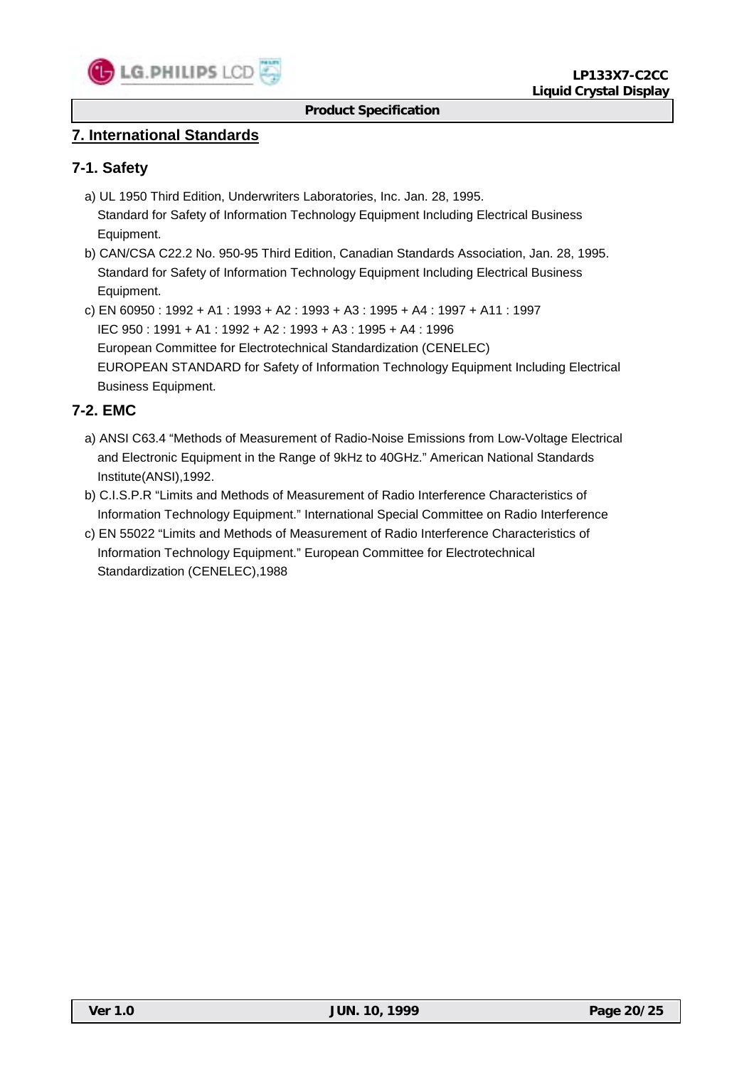## 7. International Standards

### 7-1. Safety

a) UL 1950 Third Edition, Underwriters Laboratories, Inc. Jan. 28, 1995.
   Standard for Safety of Information Technology Equipment Including Electrical Business Equipment.

b) CAN/CSA C22.2 No. 950-95 Third Edition, Canadian Standards Association, Jan. 28, 1995.
   Standard for Safety of Information Technology Equipment Including Electrical Business Equipment.

c) EN 60950 : 1992 + A1 : 1993 + A2 : 1993 + A3 : 1995 + A4 : 1997 + A11 : 1997
   IEC 950 : 1991 + A1 : 1992 + A2 : 1993 + A3 : 1995 + A4 : 1996
   European Committee for Electrotechnical Standardization (CENELEC)
   EUROPEAN STANDARD for Safety of Information Technology Equipment Including Electrical Business Equipment.

### 7-2. EMC

a) ANSI C63.4 “Methods of Measurement of Radio-Noise Emissions from Low-Voltage Electrical and Electronic Equipment in the Range of 9kHz to 40GHz.” American National Standards Institute(ANSI),1992.

b) C.I.S.P.R “Limits and Methods of Measurement of Radio Interference Characteristics of Information Technology Equipment.” International Special Committee on Radio Interference

c) EN 55022 “Limits and Methods of Measurement of Radio Interference Characteristics of Information Technology Equipment.” European Committee for Electrotechnical Standardization (CENELEC),1988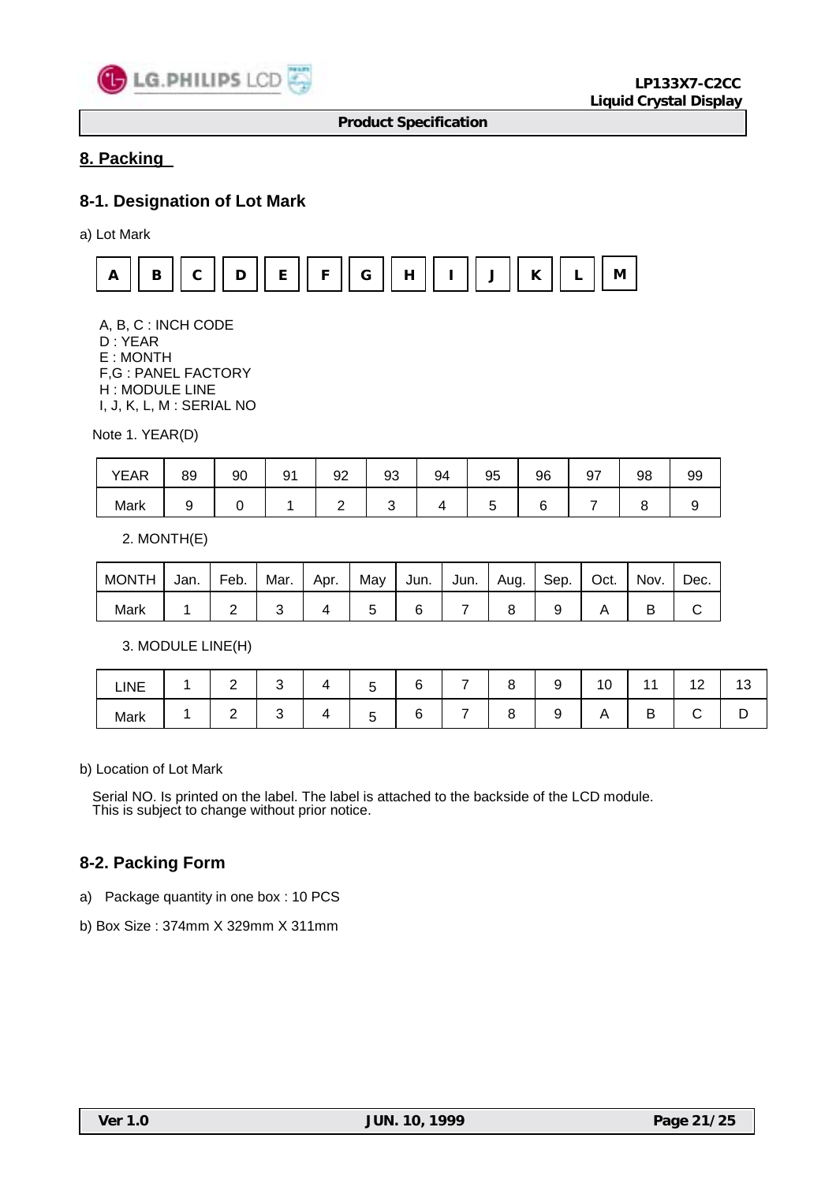## 8. Packing

### 8-1. Designation of Lot Mark

a) Lot Mark

| A | B | C | D | E | F | G | H | I | J | K | L | M |
|---|---|---|---|---|---|---|---|---|---|---|---|---|

A, B, C : INCH CODE
D : YEAR
E : MONTH
F,G : PANEL FACTORY
H : MODULE LINE
I, J, K, L, M : SERIAL NO

Note 1. YEAR(D)

| YEAR | 89 | 90 | 91 | 92 | 93 | 94 | 95 | 96 | 97 | 98 | 99 |
|---|---|---|---|---|---|---|---|---|---|---|---|
| Mark | 9 | 0 | 1 | 2 | 3 | 4 | 5 | 6 | 7 | 8 | 9 |

2. MONTH(E)

| MONTH | Jan. | Feb. | Mar. | Apr. | May | Jun. | Jun. | Aug. | Sep. | Oct. | Nov. | Dec. |
|---|---|---|---|---|---|---|---|---|---|---|---|---|
| Mark | 1 | 2 | 3 | 4 | 5 | 6 | 7 | 8 | 9 | A | B | C |

3. MODULE LINE(H)

| LINE | 1 | 2 | 3 | 4 | 5 | 6 | 7 | 8 | 9 | 10 | 11 | 12 | 13 |
|---|---|---|---|---|---|---|---|---|---|---|---|---|---|
| Mark | 1 | 2 | 3 | 4 | 5 | 6 | 7 | 8 | 9 | A | B | C | D |

b) Location of Lot Mark

Serial NO. Is printed on the label. The label is attached to the backside of the LCD module.
This is subject to change without prior notice.

### 8-2. Packing Form

a) Package quantity in one box : 10 PCS

b) Box Size : 374mm X 329mm X 311mm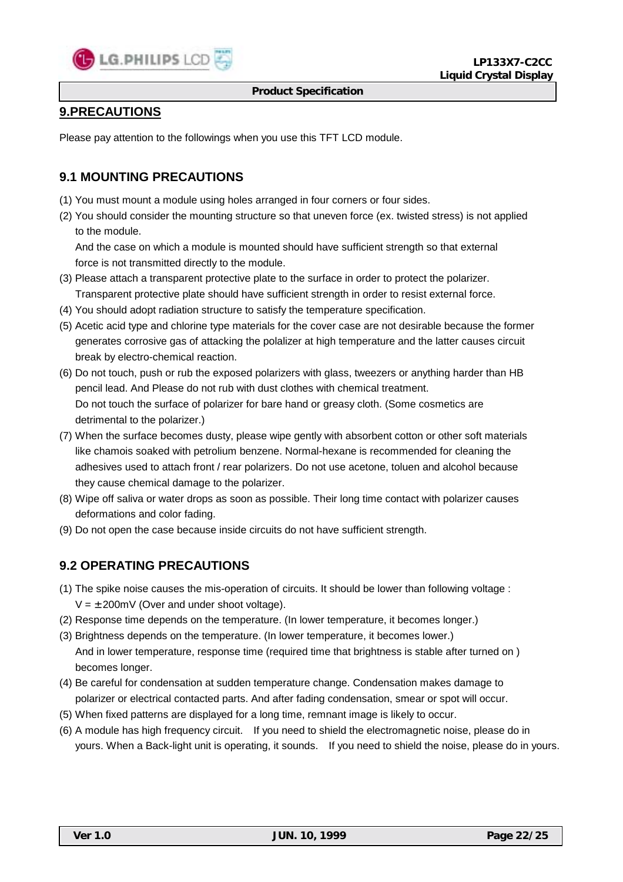## 9.PRECAUTIONS

Please pay attention to the followings when you use this TFT LCD module.

### 9.1 MOUNTING PRECAUTIONS

(1) You must mount a module using holes arranged in four corners or four sides.

(2) You should consider the mounting structure so that uneven force (ex. twisted stress) is not applied to the module.
And the case on which a module is mounted should have sufficient strength so that external force is not transmitted directly to the module.

(3) Please attach a transparent protective plate to the surface in order to protect the polarizer.
Transparent protective plate should have sufficient strength in order to resist external force.

(4) You should adopt radiation structure to satisfy the temperature specification.

(5) Acetic acid type and chlorine type materials for the cover case are not desirable because the former generates corrosive gas of attacking the polarizer at high temperature and the latter causes circuit break by electro-chemical reaction.

(6) Do not touch, push or rub the exposed polarizers with glass, tweezers or anything harder than HB pencil lead. And Please do not rub with dust clothes with chemical treatment.
Do not touch the surface of polarizer for bare hand or greasy cloth. (Some cosmetics are detrimental to the polarizer.)

(7) When the surface becomes dusty, please wipe gently with absorbent cotton or other soft materials like chamois soaked with petrolium benzene. Normal-hexane is recommended for cleaning the adhesives used to attach front / rear polarizers. Do not use acetone, toluen and alcohol because they cause chemical damage to the polarizer.

(8) Wipe off saliva or water drops as soon as possible. Their long time contact with polarizer causes deformations and color fading.

(9) Do not open the case because inside circuits do not have sufficient strength.

### 9.2 OPERATING PRECAUTIONS

(1) The spike noise causes the mis-operation of circuits. It should be lower than following voltage :
$V = \pm 200mV$ (Over and under shoot voltage).

(2) Response time depends on the temperature. (In lower temperature, it becomes longer.)

(3) Brightness depends on the temperature. (In lower temperature, it becomes lower.)
And in lower temperature, response time (required time that brightness is stable after turned on ) becomes longer.

(4) Be careful for condensation at sudden temperature change. Condensation makes damage to polarizer or electrical contacted parts. And after fading condensation, smear or spot will occur.

(5) When fixed patterns are displayed for a long time, remnant image is likely to occur.

(6) A module has high frequency circuit. If you need to shield the electromagnetic noise, please do in yours. When a Back-light unit is operating, it sounds. If you need to shield the noise, please do in yours.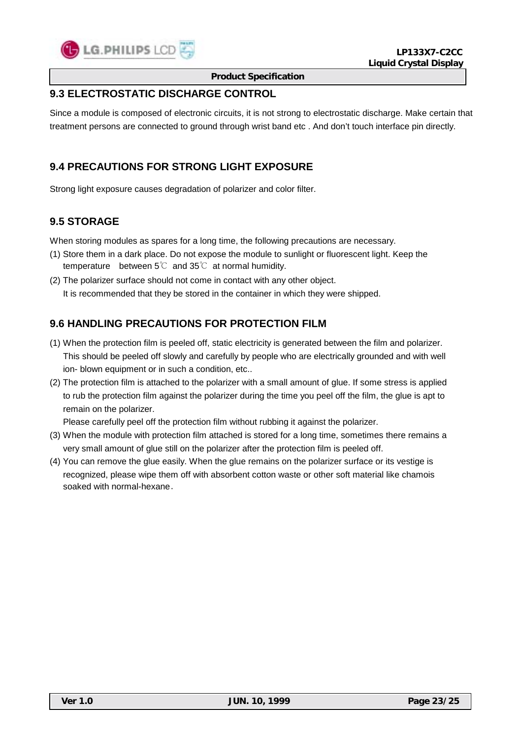## 9.3 ELECTROSTATIC DISCHARGE CONTROL

Since a module is composed of electronic circuits, it is not strong to electrostatic discharge. Make certain that treatment persons are connected to ground through wrist band etc . And don't touch interface pin directly.

## 9.4 PRECAUTIONS FOR STRONG LIGHT EXPOSURE

Strong light exposure causes degradation of polarizer and color filter.

## 9.5 STORAGE

When storing modules as spares for a long time, the following precautions are necessary.

(1) Store them in a dark place. Do not expose the module to sunlight or fluorescent light. Keep the temperature between 5℃ and 35℃ at normal humidity.

(2) The polarizer surface should not come in contact with any other object.
It is recommended that they be stored in the container in which they were shipped.

## 9.6 HANDLING PRECAUTIONS FOR PROTECTION FILM

(1) When the protection film is peeled off, static electricity is generated between the film and polarizer. This should be peeled off slowly and carefully by people who are electrically grounded and with well ion- blown equipment or in such a condition, etc..

(2) The protection film is attached to the polarizer with a small amount of glue. If some stress is applied to rub the protection film against the polarizer during the time you peel off the film, the glue is apt to remain on the polarizer.
Please carefully peel off the protection film without rubbing it against the polarizer.

(3) When the module with protection film attached is stored for a long time, sometimes there remains a very small amount of glue still on the polarizer after the protection film is peeled off.

(4) You can remove the glue easily. When the glue remains on the polarizer surface or its vestige is recognized, please wipe them off with absorbent cotton waste or other soft material like chamois soaked with normal-hexane.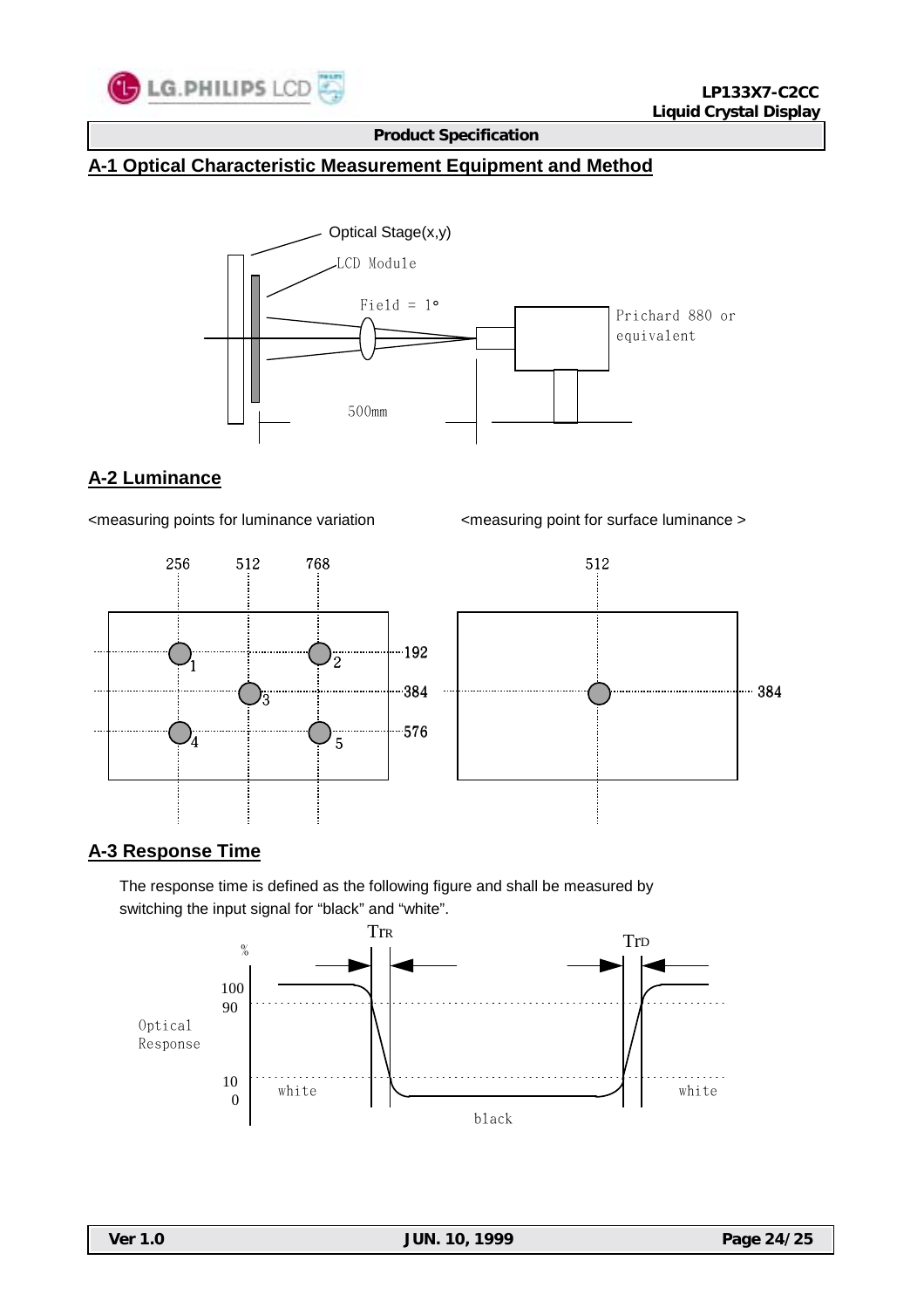## A-1 Optical Characteristic Measurement Equipment and Method

Optical Stage(x,y)

LCD Module

Field = 1°

Prichard 880 or equivalent

500mm

## A-2 Luminance

<measuring points for luminance variation

<measuring point for surface luminance >

## A-3 Response Time

The response time is defined as the following figure and shall be measured by switching the input signal for "black" and "white".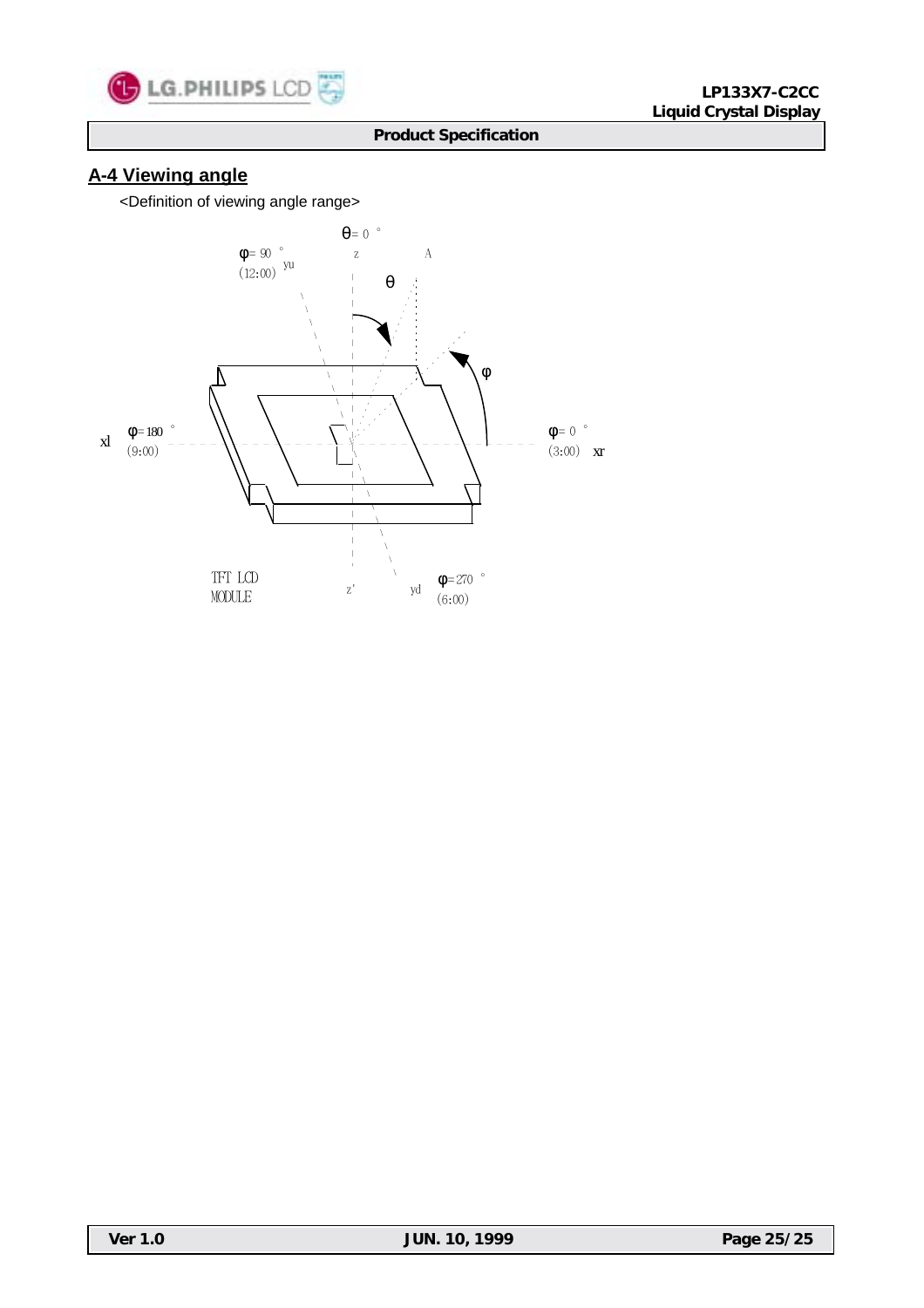## A-4 Viewing angle

<Definition of viewing angle range>

θ= 0 °

φ= 90 °
(12:00)
yu

z

A

θ

φ

xl φ=180 °
(9:00)

φ= 0 °
(3:00) xr

TFT LCD
MODULE

z'

yd

φ=270 °
(6:00)